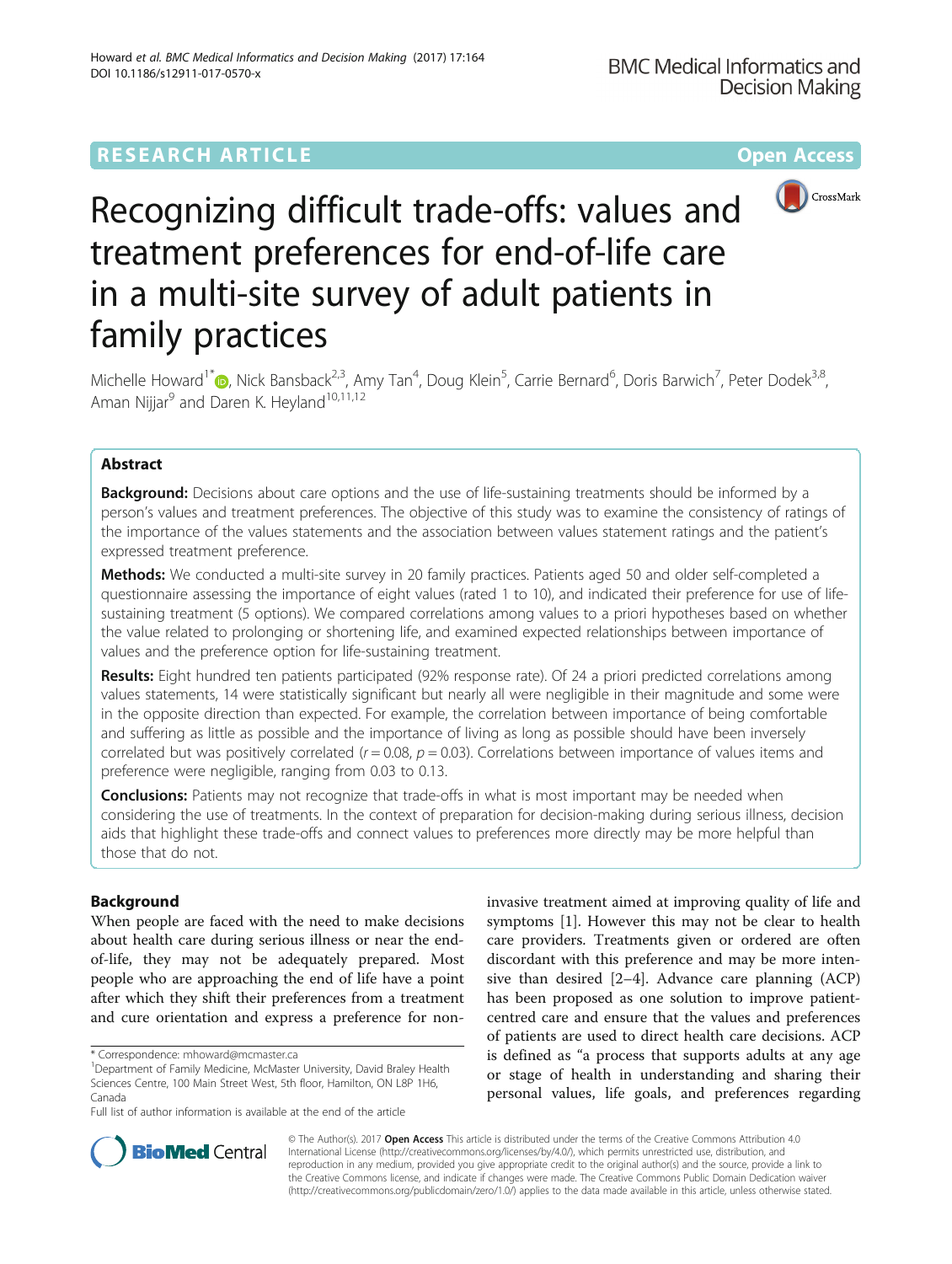RESEARCH ARTICLE

Open Access

# Recognizing difficult trade-offs: values and treatment preferences for end-of-life care in a multi-site survey of adult patients in family practices

Michelle Howard[1*], Nick Bansback[2,3], Amy Tan[4], Doug Klein[5], Carrie Bernard[6], Doris Barwich[7], Peter Dodek[3,8], Aman Nijjar[9] and Daren K. Heyland[10,11,12]

## Abstract

**Background:** Decisions about care options and the use of life-sustaining treatments should be informed by a person's values and treatment preferences. The objective of this study was to examine the consistency of ratings of the importance of the values statements and the association between values statement ratings and the patient's expressed treatment preference.

**Methods:** We conducted a multi-site survey in 20 family practices. Patients aged 50 and older self-completed a questionnaire assessing the importance of eight values (rated 1 to 10), and indicated their preference for use of life-sustaining treatment (5 options). We compared correlations among values to a priori hypotheses based on whether the value related to prolonging or shortening life, and examined expected relationships between importance of values and the preference option for life-sustaining treatment.

**Results:** Eight hundred ten patients participated (92% response rate). Of 24 a priori predicted correlations among values statements, 14 were statistically significant but nearly all were negligible in their magnitude and some were in the opposite direction than expected. For example, the correlation between importance of being comfortable and suffering as little as possible and the importance of living as long as possible should have been inversely correlated but was positively correlated ($r = 0.08$, $p = 0.03$). Correlations between importance of values items and preference were negligible, ranging from 0.03 to 0.13.

**Conclusions:** Patients may not recognize that trade-offs in what is most important may be needed when considering the use of treatments. In the context of preparation for decision-making during serious illness, decision aids that highlight these trade-offs and connect values to preferences more directly may be more helpful than those that do not.

## Background

When people are faced with the need to make decisions about health care during serious illness or near the end-of-life, they may not be adequately prepared. Most people who are approaching the end of life have a point after which they shift their preferences from a treatment and cure orientation and express a preference for non-invasive treatment aimed at improving quality of life and symptoms [1]. However this may not be clear to health care providers. Treatments given or ordered are often discordant with this preference and may be more intensive than desired [2–4]. Advance care planning (ACP) has been proposed as one solution to improve patient-centred care and ensure that the values and preferences of patients are used to direct health care decisions. ACP is defined as "a process that supports adults at any age or stage of health in understanding and sharing their personal values, life goals, and preferences regarding

\* Correspondence: mhoward@mcmaster.ca

[1]Department of Family Medicine, McMaster University, David Braley Health Sciences Centre, 100 Main Street West, 5th floor, Hamilton, ON L8P 1H6, Canada

Full list of author information is available at the end of the article

© The Author(s). 2017 **Open Access** This article is distributed under the terms of the Creative Commons Attribution 4.0 International License (http://creativecommons.org/licenses/by/4.0/), which permits unrestricted use, distribution, and reproduction in any medium, provided you give appropriate credit to the original author(s) and the source, provide a link to the Creative Commons license, and indicate if changes were made. The Creative Commons Public Domain Dedication waiver (http://creativecommons.org/publicdomain/zero/1.0/) applies to the data made available in this article, unless otherwise stated.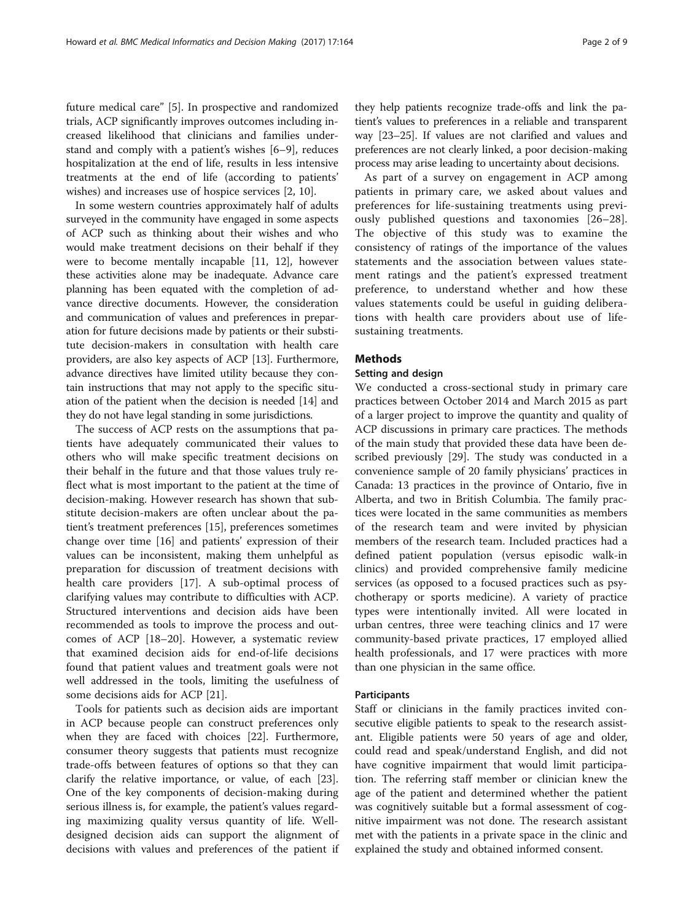future medical care" [5]. In prospective and randomized trials, ACP significantly improves outcomes including increased likelihood that clinicians and families understand and comply with a patient's wishes [6–9], reduces hospitalization at the end of life, results in less intensive treatments at the end of life (according to patients' wishes) and increases use of hospice services [2, 10].

In some western countries approximately half of adults surveyed in the community have engaged in some aspects of ACP such as thinking about their wishes and who would make treatment decisions on their behalf if they were to become mentally incapable [11, 12], however these activities alone may be inadequate. Advance care planning has been equated with the completion of advance directive documents. However, the consideration and communication of values and preferences in preparation for future decisions made by patients or their substitute decision-makers in consultation with health care providers, are also key aspects of ACP [13]. Furthermore, advance directives have limited utility because they contain instructions that may not apply to the specific situation of the patient when the decision is needed [14] and they do not have legal standing in some jurisdictions.

The success of ACP rests on the assumptions that patients have adequately communicated their values to others who will make specific treatment decisions on their behalf in the future and that those values truly reflect what is most important to the patient at the time of decision-making. However research has shown that substitute decision-makers are often unclear about the patient's treatment preferences [15], preferences sometimes change over time [16] and patients' expression of their values can be inconsistent, making them unhelpful as preparation for discussion of treatment decisions with health care providers [17]. A sub-optimal process of clarifying values may contribute to difficulties with ACP. Structured interventions and decision aids have been recommended as tools to improve the process and outcomes of ACP [18–20]. However, a systematic review that examined decision aids for end-of-life decisions found that patient values and treatment goals were not well addressed in the tools, limiting the usefulness of some decisions aids for ACP [21].

Tools for patients such as decision aids are important in ACP because people can construct preferences only when they are faced with choices [22]. Furthermore, consumer theory suggests that patients must recognize trade-offs between features of options so that they can clarify the relative importance, or value, of each [23]. One of the key components of decision-making during serious illness is, for example, the patient's values regarding maximizing quality versus quantity of life. Well-designed decision aids can support the alignment of decisions with values and preferences of the patient if they help patients recognize trade-offs and link the patient's values to preferences in a reliable and transparent way [23–25]. If values are not clarified and values and preferences are not clearly linked, a poor decision-making process may arise leading to uncertainty about decisions.

As part of a survey on engagement in ACP among patients in primary care, we asked about values and preferences for life-sustaining treatments using previously published questions and taxonomies [26–28]. The objective of this study was to examine the consistency of ratings of the importance of the values statements and the association between values statement ratings and the patient's expressed treatment preference, to understand whether and how these values statements could be useful in guiding deliberations with health care providers about use of life-sustaining treatments.

## Methods

### Setting and design

We conducted a cross-sectional study in primary care practices between October 2014 and March 2015 as part of a larger project to improve the quantity and quality of ACP discussions in primary care practices. The methods of the main study that provided these data have been described previously [29]. The study was conducted in a convenience sample of 20 family physicians' practices in Canada: 13 practices in the province of Ontario, five in Alberta, and two in British Columbia. The family practices were located in the same communities as members of the research team and were invited by physician members of the research team. Included practices had a defined patient population (versus episodic walk-in clinics) and provided comprehensive family medicine services (as opposed to a focused practices such as psychotherapy or sports medicine). A variety of practice types were intentionally invited. All were located in urban centres, three were teaching clinics and 17 were community-based private practices, 17 employed allied health professionals, and 17 were practices with more than one physician in the same office.

### Participants

Staff or clinicians in the family practices invited consecutive eligible patients to speak to the research assistant. Eligible patients were 50 years of age and older, could read and speak/understand English, and did not have cognitive impairment that would limit participation. The referring staff member or clinician knew the age of the patient and determined whether the patient was cognitively suitable but a formal assessment of cognitive impairment was not done. The research assistant met with the patients in a private space in the clinic and explained the study and obtained informed consent.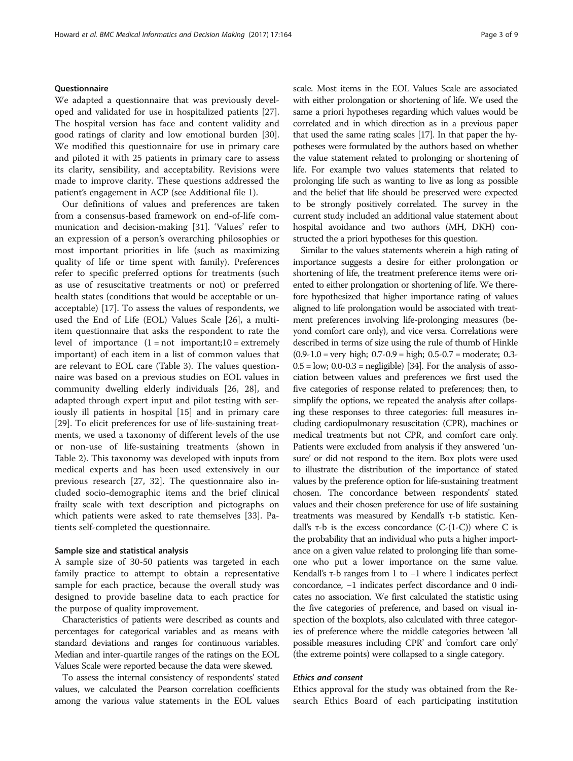### Questionnaire

We adapted a questionnaire that was previously developed and validated for use in hospitalized patients [27]. The hospital version has face and content validity and good ratings of clarity and low emotional burden [30]. We modified this questionnaire for use in primary care and piloted it with 25 patients in primary care to assess its clarity, sensibility, and acceptability. Revisions were made to improve clarity. These questions addressed the patient's engagement in ACP (see Additional file 1).

Our definitions of values and preferences are taken from a consensus-based framework on end-of-life communication and decision-making [31]. 'Values' refer to an expression of a person's overarching philosophies or most important priorities in life (such as maximizing quality of life or time spent with family). Preferences refer to specific preferred options for treatments (such as use of resuscitative treatments or not) or preferred health states (conditions that would be acceptable or unacceptable) [17]. To assess the values of respondents, we used the End of Life (EOL) Values Scale [26], a multi-item questionnaire that asks the respondent to rate the level of importance (1 = not important;10 = extremely important) of each item in a list of common values that are relevant to EOL care (Table 3). The values questionnaire was based on a previous studies on EOL values in community dwelling elderly individuals [26, 28], and adapted through expert input and pilot testing with seriously ill patients in hospital [15] and in primary care [29]. To elicit preferences for use of life-sustaining treatments, we used a taxonomy of different levels of the use or non-use of life-sustaining treatments (shown in Table 2). This taxonomy was developed with inputs from medical experts and has been used extensively in our previous research [27, 32]. The questionnaire also included socio-demographic items and the brief clinical frailty scale with text description and pictographs on which patients were asked to rate themselves [33]. Patients self-completed the questionnaire.

### Sample size and statistical analysis

A sample size of 30-50 patients was targeted in each family practice to attempt to obtain a representative sample for each practice, because the overall study was designed to provide baseline data to each practice for the purpose of quality improvement.

Characteristics of patients were described as counts and percentages for categorical variables and as means with standard deviations and ranges for continuous variables. Median and inter-quartile ranges of the ratings on the EOL Values Scale were reported because the data were skewed.

To assess the internal consistency of respondents' stated values, we calculated the Pearson correlation coefficients among the various value statements in the EOL values scale. Most items in the EOL Values Scale are associated with either prolongation or shortening of life. We used the same a priori hypotheses regarding which values would be correlated and in which direction as in a previous paper that used the same rating scales [17]. In that paper the hypotheses were formulated by the authors based on whether the value statement related to prolonging or shortening of life. For example two values statements that related to prolonging life such as wanting to live as long as possible and the belief that life should be preserved were expected to be strongly positively correlated. The survey in the current study included an additional value statement about hospital avoidance and two authors (MH, DKH) constructed the a priori hypotheses for this question.

Similar to the values statements wherein a high rating of importance suggests a desire for either prolongation or shortening of life, the treatment preference items were oriented to either prolongation or shortening of life. We therefore hypothesized that higher importance rating of values aligned to life prolongation would be associated with treatment preferences involving life-prolonging measures (beyond comfort care only), and vice versa. Correlations were described in terms of size using the rule of thumb of Hinkle (0.9-1.0 = very high; 0.7-0.9 = high; 0.5-0.7 = moderate; 0.3-0.5 = low; 0.0-0.3 = negligible) [34]. For the analysis of association between values and preferences we first used the five categories of response related to preferences; then, to simplify the options, we repeated the analysis after collapsing these responses to three categories: full measures including cardiopulmonary resuscitation (CPR), machines or medical treatments but not CPR, and comfort care only. Patients were excluded from analysis if they answered 'unsure' or did not respond to the item. Box plots were used to illustrate the distribution of the importance of stated values by the preference option for life-sustaining treatment chosen. The concordance between respondents' stated values and their chosen preference for use of life sustaining treatments was measured by Kendall's τ-b statistic. Kendall's τ-b is the excess concordance (C-(1-C)) where C is the probability that an individual who puts a higher importance on a given value related to prolonging life than someone who put a lower importance on the same value. Kendall's τ-b ranges from 1 to −1 where 1 indicates perfect concordance, −1 indicates perfect discordance and 0 indicates no association. We first calculated the statistic using the five categories of preference, and based on visual inspection of the boxplots, also calculated with three categories of preference where the middle categories between 'all possible measures including CPR' and 'comfort care only' (the extreme points) were collapsed to a single category.

#### *Ethics and consent*

Ethics approval for the study was obtained from the Research Ethics Board of each participating institution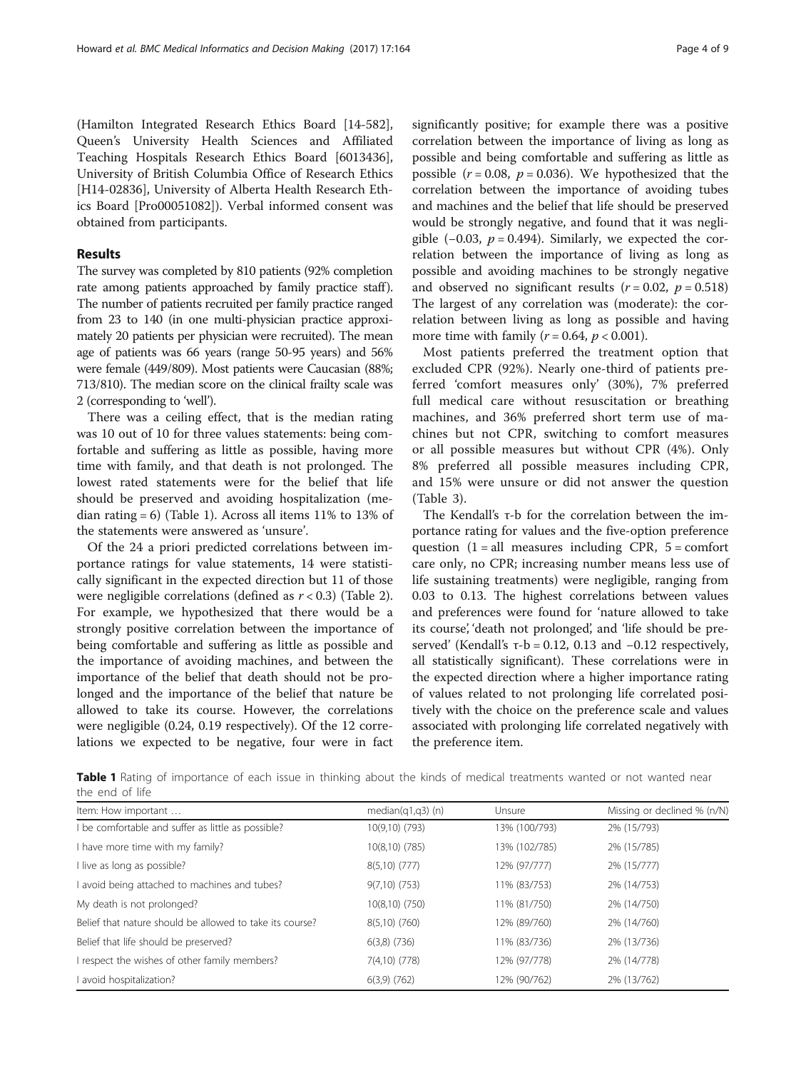(Hamilton Integrated Research Ethics Board [14-582], Queen's University Health Sciences and Affiliated Teaching Hospitals Research Ethics Board [6013436], University of British Columbia Office of Research Ethics [H14-02836], University of Alberta Health Research Ethics Board [Pro00051082]). Verbal informed consent was obtained from participants.

## Results

The survey was completed by 810 patients (92% completion rate among patients approached by family practice staff). The number of patients recruited per family practice ranged from 23 to 140 (in one multi-physician practice approximately 20 patients per physician were recruited). The mean age of patients was 66 years (range 50-95 years) and 56% were female (449/809). Most patients were Caucasian (88%; 713/810). The median score on the clinical frailty scale was 2 (corresponding to 'well').

There was a ceiling effect, that is the median rating was 10 out of 10 for three values statements: being comfortable and suffering as little as possible, having more time with family, and that death is not prolonged. The lowest rated statements were for the belief that life should be preserved and avoiding hospitalization (median rating = 6) (Table 1). Across all items 11% to 13% of the statements were answered as 'unsure'.

Of the 24 a priori predicted correlations between importance ratings for value statements, 14 were statistically significant in the expected direction but 11 of those were negligible correlations (defined as $r < 0.3$) (Table 2). For example, we hypothesized that there would be a strongly positive correlation between the importance of being comfortable and suffering as little as possible and the importance of avoiding machines, and between the importance of the belief that death should not be prolonged and the importance of the belief that nature be allowed to take its course. However, the correlations were negligible (0.24, 0.19 respectively). Of the 12 correlations we expected to be negative, four were in fact significantly positive; for example there was a positive correlation between the importance of living as long as possible and being comfortable and suffering as little as possible ($r = 0.08$, $p = 0.036$). We hypothesized that the correlation between the importance of avoiding tubes and machines and the belief that life should be preserved would be strongly negative, and found that it was negligible (−0.03, $p = 0.494$). Similarly, we expected the correlation between the importance of living as long as possible and avoiding machines to be strongly negative and observed no significant results ($r = 0.02$, $p = 0.518$) The largest of any correlation was (moderate): the correlation between living as long as possible and having more time with family ($r = 0.64$, $p < 0.001$).

Most patients preferred the treatment option that excluded CPR (92%). Nearly one-third of patients preferred 'comfort measures only' (30%), 7% preferred full medical care without resuscitation or breathing machines, and 36% preferred short term use of machines but not CPR, switching to comfort measures or all possible measures but without CPR (4%). Only 8% preferred all possible measures including CPR, and 15% were unsure or did not answer the question (Table 3).

The Kendall's τ-b for the correlation between the importance rating for values and the five-option preference question (1 = all measures including CPR, 5 = comfort care only, no CPR; increasing number means less use of life sustaining treatments) were negligible, ranging from 0.03 to 0.13. The highest correlations between values and preferences were found for 'nature allowed to take its course', 'death not prolonged', and 'life should be preserved' (Kendall's τ-b = 0.12, 0.13 and −0.12 respectively, all statistically significant). These correlations were in the expected direction where a higher importance rating of values related to not prolonging life correlated positively with the choice on the preference scale and values associated with prolonging life correlated negatively with the preference item.

**Table 1** Rating of importance of each issue in thinking about the kinds of medical treatments wanted or not wanted near the end of life

| Item: How important … | median(q1,q3) (n) | Unsure | Missing or declined % (n/N) |
|---|---|---|---|
| I be comfortable and suffer as little as possible? | 10(9,10) (793) | 13% (100/793) | 2% (15/793) |
| I have more time with my family? | 10(8,10) (785) | 13% (102/785) | 2% (15/785) |
| I live as long as possible? | 8(5,10) (777) | 12% (97/777) | 2% (15/777) |
| I avoid being attached to machines and tubes? | 9(7,10) (753) | 11% (83/753) | 2% (14/753) |
| My death is not prolonged? | 10(8,10) (750) | 11% (81/750) | 2% (14/750) |
| Belief that nature should be allowed to take its course? | 8(5,10) (760) | 12% (89/760) | 2% (14/760) |
| Belief that life should be preserved? | 6(3,8) (736) | 11% (83/736) | 2% (13/736) |
| I respect the wishes of other family members? | 7(4,10) (778) | 12% (97/778) | 2% (14/778) |
| I avoid hospitalization? | 6(3,9) (762) | 12% (90/762) | 2% (13/762) |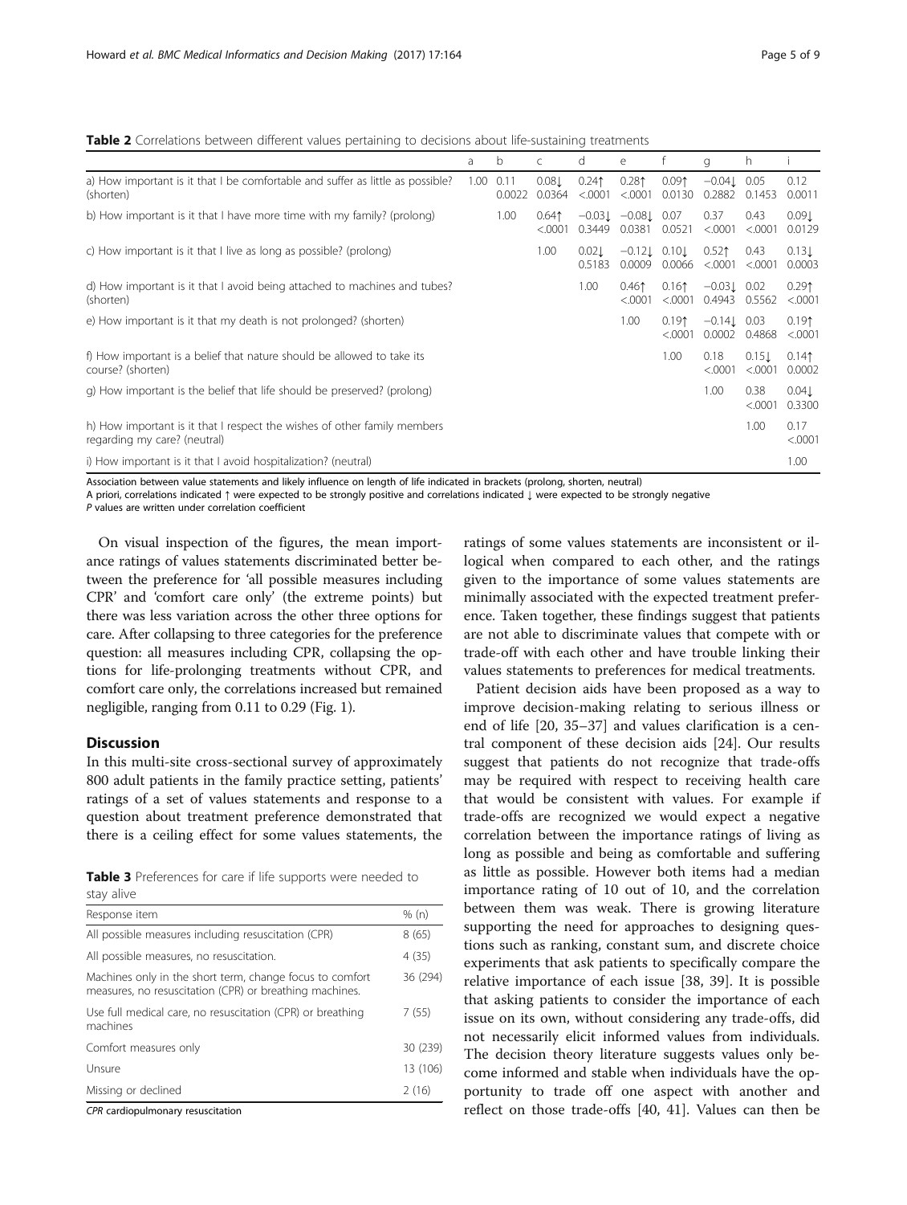**Table 2** Correlations between different values pertaining to decisions about life-sustaining treatments

| | a | b | c | d | e | f | g | h | i |
|---|---|---|---|---|---|---|---|---|---|
| a) How important is it that I be comfortable and suffer as little as possible? (shorten) | 1.00 | 0.11 0.0022 | 0.08↓ 0.0364 | 0.24↑ <.0001 | 0.28↑ <.0001 | 0.09↑ 0.0130 | −0.04↓ 0.2882 | 0.05 0.1453 | 0.12 0.0011 |
| b) How important is it that I have more time with my family? (prolong) | | 1.00 | 0.64↑ <.0001 | −0.03↓ 0.3449 | −0.08↓ 0.0381 | 0.07 0.0521 | 0.37 <.0001 | 0.43 <.0001 | 0.09↓ 0.0129 |
| c) How important is it that I live as long as possible? (prolong) | | | 1.00 | 0.02↓ 0.5183 | −0.12↓ 0.0009 | 0.10↓ 0.0066 | 0.52↑ <.0001 | 0.43 <.0001 | 0.13↓ 0.0003 |
| d) How important is it that I avoid being attached to machines and tubes? (shorten) | | | | 1.00 | 0.46↑ <.0001 | 0.16↑ <.0001 | −0.03↓ 0.4943 | 0.02 0.5562 | 0.29↑ <.0001 |
| e) How important is it that my death is not prolonged? (shorten) | | | | | 1.00 | 0.19↑ <.0001 | −0.14↓ 0.0002 | 0.03 0.4868 | 0.19↑ <.0001 |
| f) How important is a belief that nature should be allowed to take its course? (shorten) | | | | | | 1.00 | 0.18 <.0001 | 0.15↓ <.0001 | 0.14↑ 0.0002 |
| g) How important is the belief that life should be preserved? (prolong) | | | | | | | 1.00 | 0.38 <.0001 | 0.04↓ 0.3300 |
| h) How important is it that I respect the wishes of other family members regarding my care? (neutral) | | | | | | | | 1.00 | 0.17 <.0001 |
| i) How important is it that I avoid hospitalization? (neutral) | | | | | | | | | 1.00 |

Association between value statements and likely influence on length of life indicated in brackets (prolong, shorten, neutral)
A priori, correlations indicated ↑ were expected to be strongly positive and correlations indicated ↓ were expected to be strongly negative
*P* values are written under correlation coefficient

On visual inspection of the figures, the mean importance ratings of values statements discriminated better between the preference for 'all possible measures including CPR' and 'comfort care only' (the extreme points) but there was less variation across the other three options for care. After collapsing to three categories for the preference question: all measures including CPR, collapsing the options for life-prolonging treatments without CPR, and comfort care only, the correlations increased but remained negligible, ranging from 0.11 to 0.29 (Fig. 1).

## Discussion

In this multi-site cross-sectional survey of approximately 800 adult patients in the family practice setting, patients' ratings of a set of values statements and response to a question about treatment preference demonstrated that there is a ceiling effect for some values statements, the ratings of some values statements are inconsistent or illogical when compared to each other, and the ratings given to the importance of some values statements are minimally associated with the expected treatment preference. Taken together, these findings suggest that patients are not able to discriminate values that compete with or trade-off with each other and have trouble linking their values statements to preferences for medical treatments.

**Table 3** Preferences for care if life supports were needed to stay alive

| Response item | % (n) |
|---|---|
| All possible measures including resuscitation (CPR) | 8 (65) |
| All possible measures, no resuscitation. | 4 (35) |
| Machines only in the short term, change focus to comfort measures, no resuscitation (CPR) or breathing machines. | 36 (294) |
| Use full medical care, no resuscitation (CPR) or breathing machines | 7 (55) |
| Comfort measures only | 30 (239) |
| Unsure | 13 (106) |
| Missing or declined | 2 (16) |

*CPR* cardiopulmonary resuscitation

Patient decision aids have been proposed as a way to improve decision-making relating to serious illness or end of life [20, 35–37] and values clarification is a central component of these decision aids [24]. Our results suggest that patients do not recognize that trade-offs may be required with respect to receiving health care that would be consistent with values. For example if trade-offs are recognized we would expect a negative correlation between the importance ratings of living as long as possible and being as comfortable and suffering as little as possible. However both items had a median importance rating of 10 out of 10, and the correlation between them was weak. There is growing literature supporting the need for approaches to designing questions such as ranking, constant sum, and discrete choice experiments that ask patients to specifically compare the relative importance of each issue [38, 39]. It is possible that asking patients to consider the importance of each issue on its own, without considering any trade-offs, did not necessarily elicit informed values from individuals. The decision theory literature suggests values only become informed and stable when individuals have the opportunity to trade off one aspect with another and reflect on those trade-offs [40, 41]. Values can then be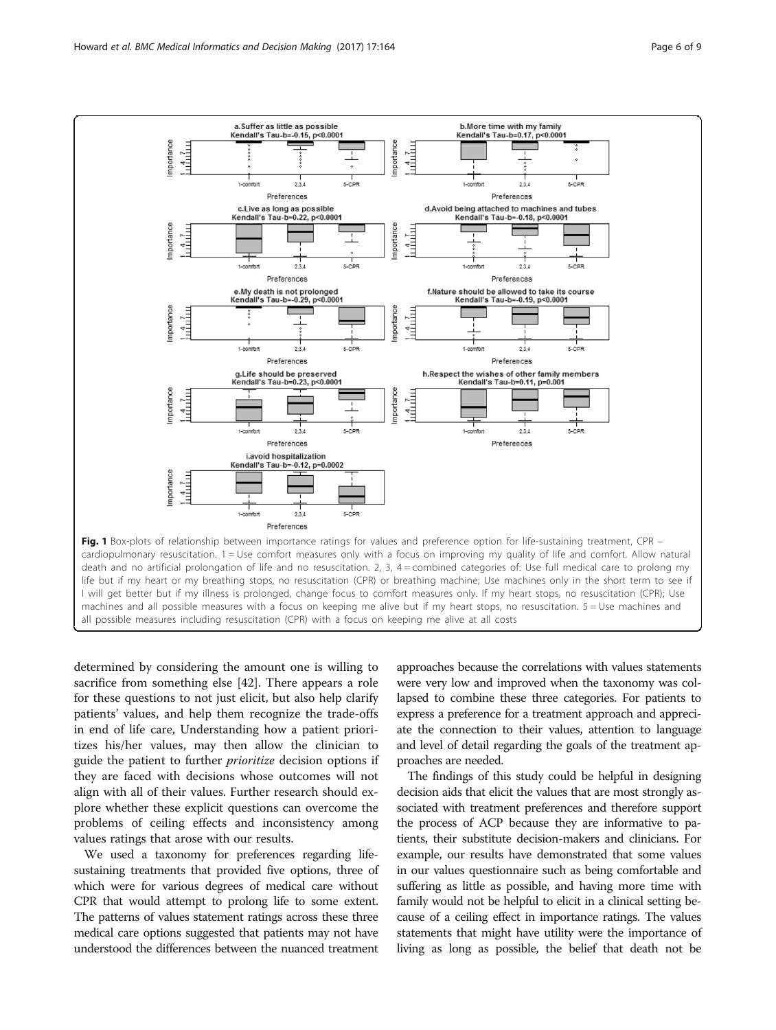a.Suffer as little as possible
Kendall's Tau-b=-0.15, p<0.0001

b.More time with my family
Kendall's Tau-b=0.17, p<0.0001

c.Live as long as possible
Kendall's Tau-b=0.22, p<0.0001

d.Avoid being attached to machines and tubes
Kendall's Tau-b=-0.18, p<0.0001

e.My death is not prolonged
Kendall's Tau-b=-0.29, p<0.0001

f.Nature should be allowed to take its course
Kendall's Tau-b=-0.19, p<0.0001

g.Life should be preserved
Kendall's Tau-b=0.23, p<0.0001

h.Respect the wishes of other family members
Kendall's Tau-b=0.11, p=0.001

i.avoid hospitalization
Kendall's Tau-b=-0.12, p=0.0002

Importance

Preferences

1-comfort 2,3,4 5-CPR

**Fig. 1** Box-plots of relationship between importance ratings for values and preference option for life-sustaining treatment, CPR – cardiopulmonary resuscitation. 1 = Use comfort measures only with a focus on improving my quality of life and comfort. Allow natural death and no artificial prolongation of life and no resuscitation. 2, 3, 4 = combined categories of: Use full medical care to prolong my life but if my heart or my breathing stops, no resuscitation (CPR) or breathing machine; Use machines only in the short term to see if I will get better but if my illness is prolonged, change focus to comfort measures only. If my heart stops, no resuscitation (CPR); Use machines and all possible measures with a focus on keeping me alive but if my heart stops, no resuscitation. 5 = Use machines and all possible measures including resuscitation (CPR) with a focus on keeping me alive at all costs

determined by considering the amount one is willing to sacrifice from something else [42]. There appears a role for these questions to not just elicit, but also help clarify patients' values, and help them recognize the trade-offs in end of life care, Understanding how a patient prioritizes his/her values, may then allow the clinician to guide the patient to further *prioritize* decision options if they are faced with decisions whose outcomes will not align with all of their values. Further research should explore whether these explicit questions can overcome the problems of ceiling effects and inconsistency among values ratings that arose with our results.

We used a taxonomy for preferences regarding life-sustaining treatments that provided five options, three of which were for various degrees of medical care without CPR that would attempt to prolong life to some extent. The patterns of values statement ratings across these three medical care options suggested that patients may not have understood the differences between the nuanced treatment approaches because the correlations with values statements were very low and improved when the taxonomy was collapsed to combine these three categories. For patients to express a preference for a treatment approach and appreciate the connection to their values, attention to language and level of detail regarding the goals of the treatment approaches are needed.

The findings of this study could be helpful in designing decision aids that elicit the values that are most strongly associated with treatment preferences and therefore support the process of ACP because they are informative to patients, their substitute decision-makers and clinicians. For example, our results have demonstrated that some values in our values questionnaire such as being comfortable and suffering as little as possible, and having more time with family would not be helpful to elicit in a clinical setting because of a ceiling effect in importance ratings. The values statements that might have utility were the importance of living as long as possible, the belief that death not be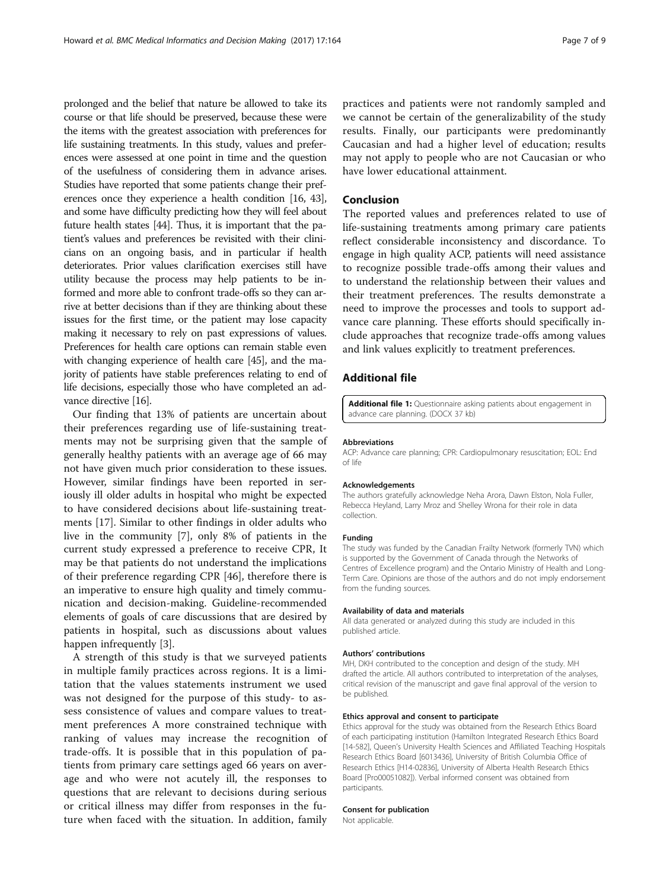prolonged and the belief that nature be allowed to take its course or that life should be preserved, because these were the items with the greatest association with preferences for life sustaining treatments. In this study, values and preferences were assessed at one point in time and the question of the usefulness of considering them in advance arises. Studies have reported that some patients change their preferences once they experience a health condition [16, 43], and some have difficulty predicting how they will feel about future health states [44]. Thus, it is important that the patient's values and preferences be revisited with their clinicians on an ongoing basis, and in particular if health deteriorates. Prior values clarification exercises still have utility because the process may help patients to be informed and more able to confront trade-offs so they can arrive at better decisions than if they are thinking about these issues for the first time, or the patient may lose capacity making it necessary to rely on past expressions of values. Preferences for health care options can remain stable even with changing experience of health care [45], and the majority of patients have stable preferences relating to end of life decisions, especially those who have completed an advance directive [16].

Our finding that 13% of patients are uncertain about their preferences regarding use of life-sustaining treatments may not be surprising given that the sample of generally healthy patients with an average age of 66 may not have given much prior consideration to these issues. However, similar findings have been reported in seriously ill older adults in hospital who might be expected to have considered decisions about life-sustaining treatments [17]. Similar to other findings in older adults who live in the community [7], only 8% of patients in the current study expressed a preference to receive CPR, It may be that patients do not understand the implications of their preference regarding CPR [46], therefore there is an imperative to ensure high quality and timely communication and decision-making. Guideline-recommended elements of goals of care discussions that are desired by patients in hospital, such as discussions about values happen infrequently [3].

A strength of this study is that we surveyed patients in multiple family practices across regions. It is a limitation that the values statements instrument we used was not designed for the purpose of this study- to assess consistence of values and compare values to treatment preferences A more constrained technique with ranking of values may increase the recognition of trade-offs. It is possible that in this population of patients from primary care settings aged 66 years on average and who were not acutely ill, the responses to questions that are relevant to decisions during serious or critical illness may differ from responses in the future when faced with the situation. In addition, family practices and patients were not randomly sampled and we cannot be certain of the generalizability of the study results. Finally, our participants were predominantly Caucasian and had a higher level of education; results may not apply to people who are not Caucasian or who have lower educational attainment.

## Conclusion

The reported values and preferences related to use of life-sustaining treatments among primary care patients reflect considerable inconsistency and discordance. To engage in high quality ACP, patients will need assistance to recognize possible trade-offs among their values and to understand the relationship between their values and their treatment preferences. The results demonstrate a need to improve the processes and tools to support advance care planning. These efforts should specifically include approaches that recognize trade-offs among values and link values explicitly to treatment preferences.

## Additional file

**Additional file 1:** Questionnaire asking patients about engagement in advance care planning. (DOCX 37 kb)

#### Abbreviations

ACP: Advance care planning; CPR: Cardiopulmonary resuscitation; EOL: End of life

#### Acknowledgements

The authors gratefully acknowledge Neha Arora, Dawn Elston, Nola Fuller, Rebecca Heyland, Larry Mroz and Shelley Wrona for their role in data collection.

#### Funding

The study was funded by the Canadian Frailty Network (formerly TVN) which is supported by the Government of Canada through the Networks of Centres of Excellence program) and the Ontario Ministry of Health and Long-Term Care. Opinions are those of the authors and do not imply endorsement from the funding sources.

#### Availability of data and materials

All data generated or analyzed during this study are included in this published article.

#### Authors' contributions

MH, DKH contributed to the conception and design of the study. MH drafted the article. All authors contributed to interpretation of the analyses, critical revision of the manuscript and gave final approval of the version to be published.

#### Ethics approval and consent to participate

Ethics approval for the study was obtained from the Research Ethics Board of each participating institution (Hamilton Integrated Research Ethics Board [14-582], Queen's University Health Sciences and Affiliated Teaching Hospitals Research Ethics Board [6013436], University of British Columbia Office of Research Ethics [H14-02836], University of Alberta Health Research Ethics Board [Pro00051082]). Verbal informed consent was obtained from participants.

#### Consent for publication

Not applicable.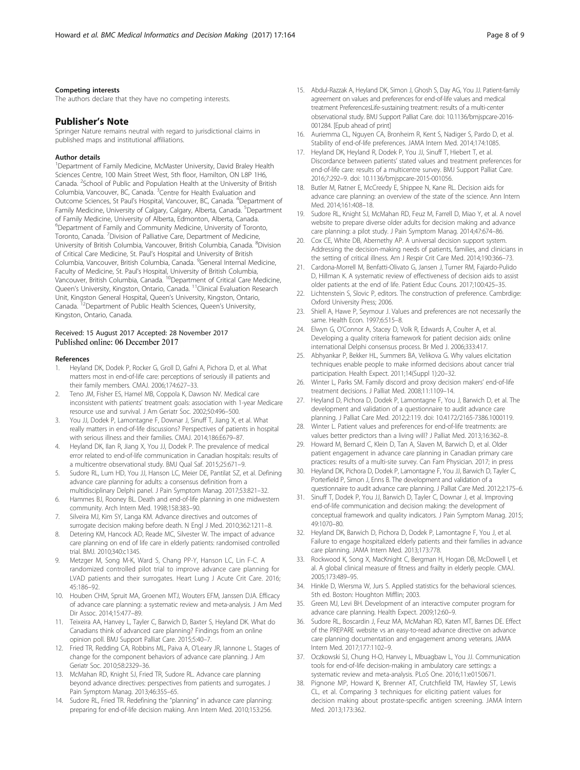#### Competing interests

The authors declare that they have no competing interests.

## Publisher's Note

Springer Nature remains neutral with regard to jurisdictional claims in published maps and institutional affiliations.

#### Author details

[1]Department of Family Medicine, McMaster University, David Braley Health Sciences Centre, 100 Main Street West, 5th floor, Hamilton, ON L8P 1H6, Canada. [2]School of Public and Population Health at the University of British Columbia, Vancouver, BC, Canada. [3]Centre for Health Evaluation and Outcome Sciences, St Paul's Hospital, Vancouver, BC, Canada. [4]Department of Family Medicine, University of Calgary, Calgary, Alberta, Canada. [5]Department of Family Medicine, University of Alberta, Edmonton, Alberta, Canada. [6]Department of Family and Community Medicine, University of Toronto, Toronto, Canada. [7]Division of Palliative Care, Department of Medicine, University of British Columbia, Vancouver, British Columbia, Canada. [8]Division of Critical Care Medicine, St. Paul's Hospital and University of British Columbia, Vancouver, British Columbia, Canada. [9]General Internal Medicine, Faculty of Medicine, St. Paul's Hospital, University of British Columbia, Vancouver, British Columbia, Canada. [10]Department of Critical Care Medicine, Queen's University, Kingston, Ontario, Canada. [11]Clinical Evaluation Research Unit, Kingston General Hospital, Queen's University, Kingston, Ontario, Canada. [12]Department of Public Health Sciences, Queen's University, Kingston, Ontario, Canada.

Received: 15 August 2017 Accepted: 28 November 2017
Published online: 06 December 2017

#### References

1. Heyland DK, Dodek P, Rocker G, Groll D, Gafni A, Pichora D, et al. What matters most in end-of-life care: perceptions of seriously ill patients and their family members. CMAJ. 2006;174:627–33.
2. Teno JM, Fisher ES, Hamel MB, Coppola K, Dawson NV. Medical care inconsistent with patients' treatment goals: association with 1-year Medicare resource use and survival. J Am Geriatr Soc. 2002;50:496–500.
3. You JJ, Dodek P, Lamontagne F, Downar J, Sinuff T, Jiang X, et al. What really matters in end-of-life discussions? Perspectives of patients in hospital with serious illness and their families. CMAJ. 2014;186:E679–87.
4. Heyland DK, Ilan R, Jiang X, You JJ, Dodek P. The prevalence of medical error related to end-of-life communication in Canadian hospitals: results of a multicentre observational study. BMJ Qual Saf. 2015;25:671–9.
5. Sudore RL, Lum HD, You JJ, Hanson LC, Meier DE, Pantilat SZ, et al. Defining advance care planning for adults: a consensus definition from a multidisciplinary Delphi panel. J Pain Symptom Manag. 2017;53:821–32.
6. Hammes BJ, Rooney BL. Death and end-of-life planning in one midwestern community. Arch Intern Med. 1998;158:383–90.
7. Silveira MJ, Kim SY, Langa KM. Advance directives and outcomes of surrogate decision making before death. N Engl J Med. 2010;362:1211–8.
8. Detering KM, Hancock AD, Reade MC, Silvester W. The impact of advance care planning on end of life care in elderly patients: randomised controlled trial. BMJ. 2010;340:c1345.
9. Metzger M, Song M-K, Ward S, Chang PP-Y, Hanson LC, Lin F-C. A randomized controlled pilot trial to improve advance care planning for LVAD patients and their surrogates. Heart Lung J Acute Crit Care. 2016; 45:186–92.
10. Houben CHM, Spruit MA, Groenen MTJ, Wouters EFM, Janssen DJA. Efficacy of advance care planning: a systematic review and meta-analysis. J Am Med Dir Assoc. 2014;15:477–89.
11. Teixeira AA, Hanvey L, Tayler C, Barwich D, Baxter S, Heyland DK. What do Canadians think of advanced care planning? Findings from an online opinion poll. BMJ Support Palliat Care. 2015;5:40–7.
12. Fried TR, Redding CA, Robbins ML, Paiva A, O'Leary JR, Iannone L. Stages of change for the component behaviors of advance care planning. J Am Geriatr Soc. 2010;58:2329–36.
13. McMahan RD, Knight SJ, Fried TR, Sudore RL. Advance care planning beyond advance directives: perspectives from patients and surrogates. J Pain Symptom Manag. 2013;46:355–65.
14. Sudore RL, Fried TR. Redefining the "planning" in advance care planning: preparing for end-of-life decision making. Ann Intern Med. 2010;153:256.
15. Abdul-Razzak A, Heyland DK, Simon J, Ghosh S, Day AG, You JJ. Patient-family agreement on values and preferences for end-of-life values and medical treatment PreferencesLife-sustaining treatment: results of a multi-center observational study. BMJ Support Palliat Care. doi: 10.1136/bmjspcare-2016-001284. [Epub ahead of print]
16. Auriemma CL, Nguyen CA, Bronheim R, Kent S, Nadiger S, Pardo D, et al. Stability of end-of-life preferences. JAMA Intern Med. 2014;174:1085.
17. Heyland DK, Heyland R, Dodek P, You JJ, Sinuff T, Hiebert T, et al. Discordance between patients' stated values and treatment preferences for end-of-life care: results of a multicentre survey. BMJ Support Palliat Care. 2016;7:292–9. doi: 10.1136/bmjspcare-2015-001056.
18. Butler M, Ratner E, McCreedy E, Shippee N, Kane RL. Decision aids for advance care planning: an overview of the state of the science. Ann Intern Med. 2014;161:408–18.
19. Sudore RL, Knight SJ, McMahan RD, Feuz M, Farrell D, Miao Y, et al. A novel website to prepare diverse older adults for decision making and advance care planning: a pilot study. J Pain Symptom Manag. 2014;47:674–86.
20. Cox CE, White DB, Abernethy AP. A universal decision support system. Addressing the decision-making needs of patients, families, and clinicians in the setting of critical illness. Am J Respir Crit Care Med. 2014;190:366–73.
21. Cardona-Morrell M, Benfatti-Olivato G, Jansen J, Turner RM, Fajardo-Pulido D, Hillman K. A systematic review of effectiveness of decision aids to assist older patients at the end of life. Patient Educ Couns. 2017;100:425–35.
22. Lichtenstein S, Slovic P, editors. The construction of preference. Cambrdige: Oxford University Press; 2006.
23. Shiell A, Hawe P, Seymour J. Values and preferences are not necessarily the same. Health Econ. 1997;6:515–8.
24. Elwyn G, O'Connor A, Stacey D, Volk R, Edwards A, Coulter A, et al. Developing a quality criteria framework for patient decision aids: online international Delphi consensus process. Br Med J. 2006;333:417.
25. Abhyankar P, Bekker HL, Summers BA, Velikova G. Why values elicitation techniques enable people to make informed decisions about cancer trial participation. Health Expect. 2011;14(Suppl 1):20–32.
26. Winter L, Parks SM. Family discord and proxy decision makers' end-of-life treatment decisions. J Palliat Med. 2008;11:1109–14.
27. Heyland DK, Pichora D, Dodek P, Lamontagne F, You J, Barwich D, et al. The development and validation of a questionnaire to audit advance care planning. J Palliat Care Med. 2012;2:119. doi: 10.4172/2165-7386.1000119.
28. Winter L. Patient values and preferences for end-of-life treatments: are values better predictors than a living will? J Palliat Med. 2013;16:362–8.
29. Howard M, Bernard C, Klein D, Tan A, Slaven M, Barwich D, et al. Older patient engagement in advance care planning in Canadian primary care practices: results of a multi-site survey. Can Fam Physician. 2017; in press
30. Heyland DK, Pichora D, Dodek P, Lamontagne F, You JJ, Barwich D, Tayler C, Porterfield P, Simon J, Enns B. The development and validation of a questionnaire to audit advance care planning. J Palliat Care Med. 2012;2:175–6.
31. Sinuff T, Dodek P, You JJ, Barwich D, Tayler C, Downar J, et al. Improving end-of-life communication and decision making: the development of conceptual framework and quality indicators. J Pain Symptom Manag. 2015; 49:1070–80.
32. Heyland DK, Barwich D, Pichora D, Dodek P, Lamontagne F, You J, et al. Failure to engage hospitalized elderly patients and their families in advance care planning. JAMA Intern Med. 2013;173:778.
33. Rockwood K, Song X, MacKnight C, Bergman H, Hogan DB, McDowell I, et al. A global clinical measure of fitness and frailty in elderly people. CMAJ. 2005;173:489–95.
34. Hinkle D, Wiersma W, Jurs S. Applied statistics for the behavioral sciences. 5th ed. Boston: Houghton Mifflin; 2003.
35. Green MJ, Levi BH. Development of an interactive computer program for advance care planning. Health Expect. 2009;12:60–9.
36. Sudore RL, Boscardin J, Feuz MA, McMahan RD, Katen MT, Barnes DE. Effect of the PREPARE website vs an easy-to-read advance directive on advance care planning documentation and engagement among veterans. JAMA Intern Med. 2017;177:1102–9.
37. Oczkowski SJ, Chung H-O, Hanvey L, Mbuagbaw L, You JJ. Communication tools for end-of-life decision-making in ambulatory care settings: a systematic review and meta-analysis. PLoS One. 2016;11:e0150671.
38. Pignone MP, Howard K, Brenner AT, Crutchfield TM, Hawley ST, Lewis CL, et al. Comparing 3 techniques for eliciting patient values for decision making about prostate-specific antigen screening. JAMA Intern Med. 2013;173:362.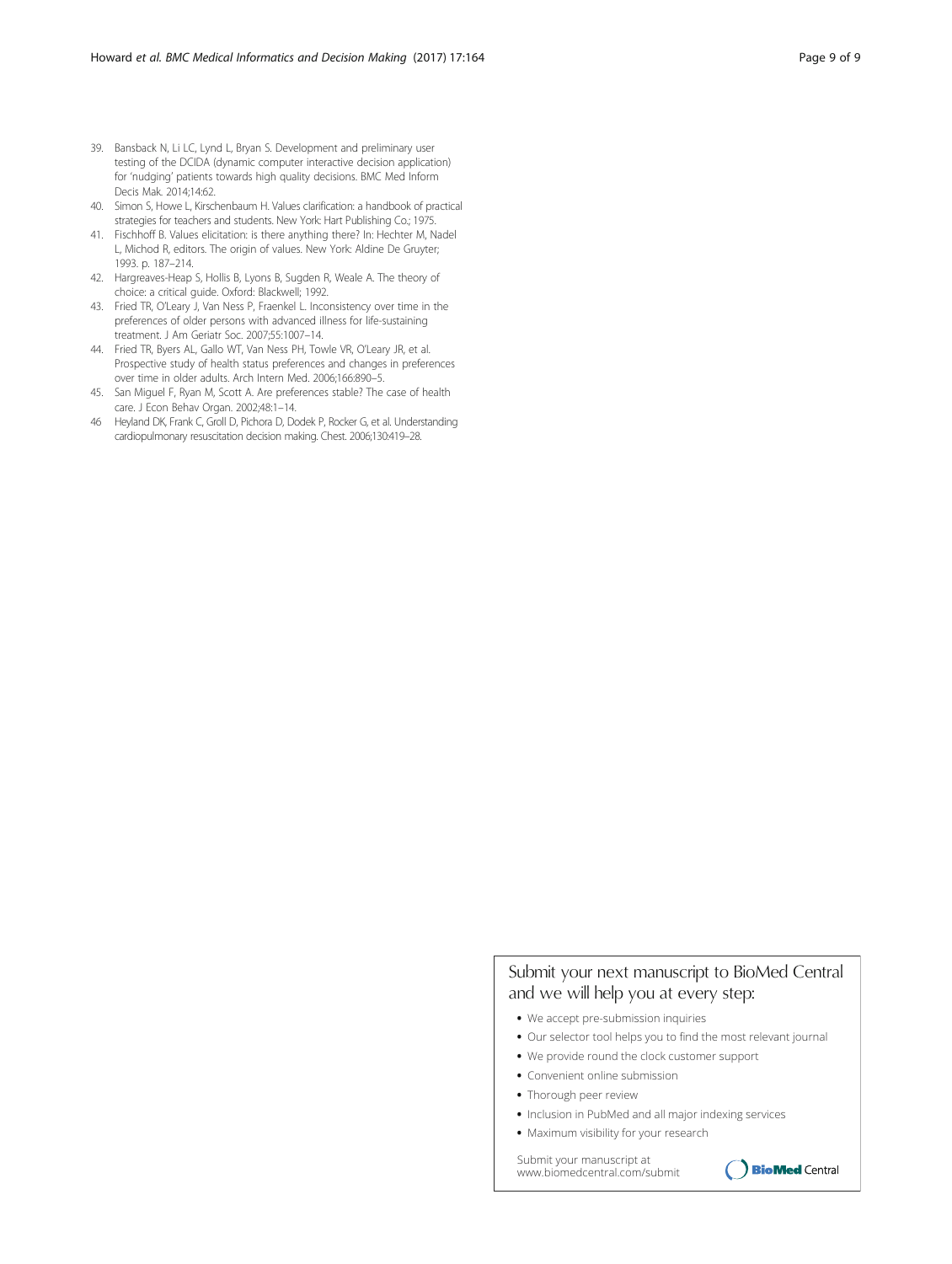39. Bansback N, Li LC, Lynd L, Bryan S. Development and preliminary user testing of the DCIDA (dynamic computer interactive decision application) for 'nudging' patients towards high quality decisions. BMC Med Inform Decis Mak. 2014;14:62.
40. Simon S, Howe L, Kirschenbaum H. Values clarification: a handbook of practical strategies for teachers and students. New York: Hart Publishing Co.; 1975.
41. Fischhoff B. Values elicitation: is there anything there? In: Hechter M, Nadel L, Michod R, editors. The origin of values. New York: Aldine De Gruyter; 1993. p. 187–214.
42. Hargreaves-Heap S, Hollis B, Lyons B, Sugden R, Weale A. The theory of choice: a critical guide. Oxford: Blackwell; 1992.
43. Fried TR, O'Leary J, Van Ness P, Fraenkel L. Inconsistency over time in the preferences of older persons with advanced illness for life-sustaining treatment. J Am Geriatr Soc. 2007;55:1007–14.
44. Fried TR, Byers AL, Gallo WT, Van Ness PH, Towle VR, O'Leary JR, et al. Prospective study of health status preferences and changes in preferences over time in older adults. Arch Intern Med. 2006;166:890–5.
45. San Miguel F, Ryan M, Scott A. Are preferences stable? The case of health care. J Econ Behav Organ. 2002;48:1–14.
46 Heyland DK, Frank C, Groll D, Pichora D, Dodek P, Rocker G, et al. Understanding cardiopulmonary resuscitation decision making. Chest. 2006;130:419–28.

Submit your next manuscript to BioMed Central and we will help you at every step:

- We accept pre-submission inquiries
- Our selector tool helps you to find the most relevant journal
- We provide round the clock customer support
- Convenient online submission
- Thorough peer review
- Inclusion in PubMed and all major indexing services
- Maximum visibility for your research

Submit your manuscript at
www.biomedcentral.com/submit

BioMed Central